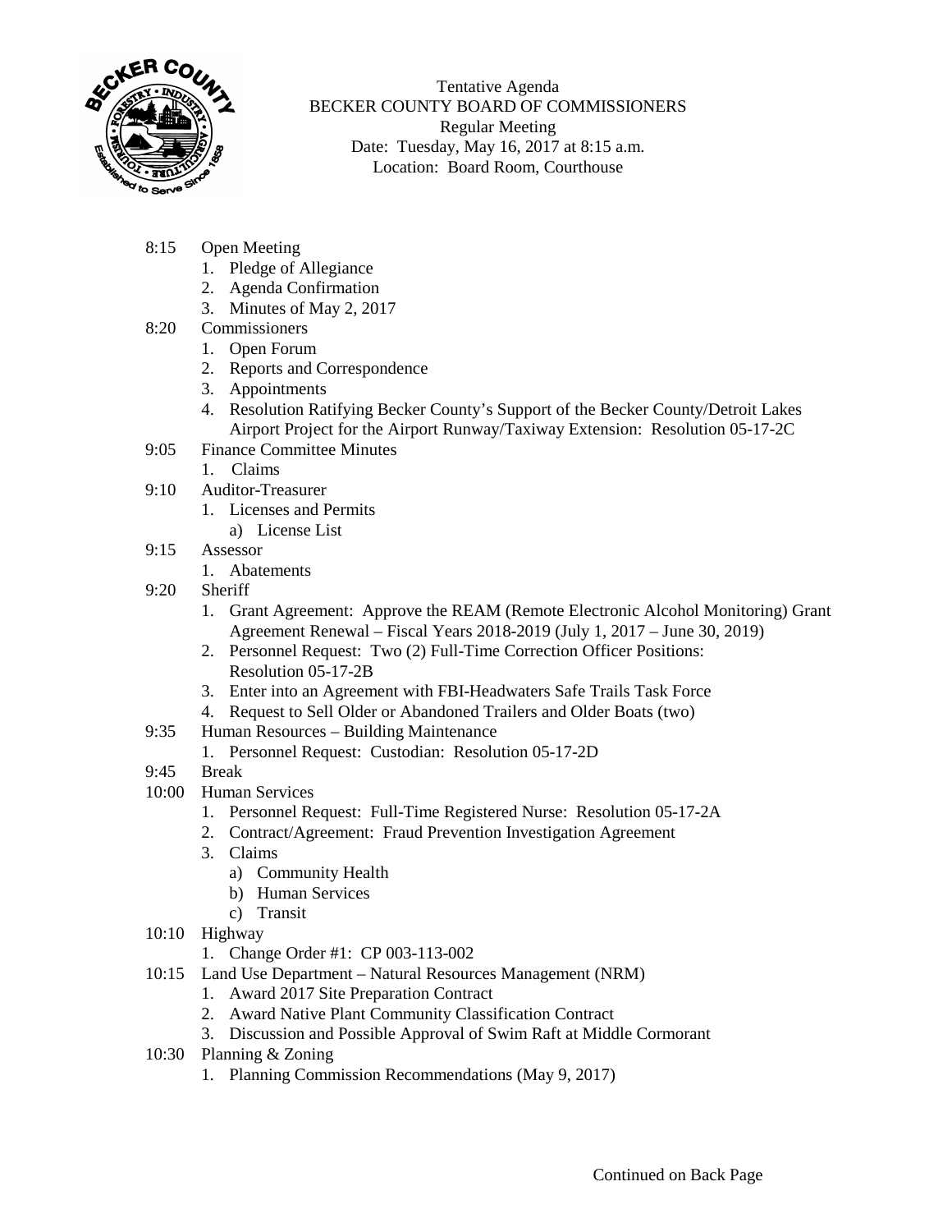Tentative Agenda
BECKER COUNTY BOARD OF COMMISSIONERS
Regular Meeting
Date: Tuesday, May 16, 2017 at 8:15 a.m.
Location: Board Room, Courthouse

- 8:15 Open Meeting
  1. Pledge of Allegiance
  2. Agenda Confirmation
  3. Minutes of May 2, 2017
- 8:20 Commissioners
  1. Open Forum
  2. Reports and Correspondence
  3. Appointments
  4. Resolution Ratifying Becker County's Support of the Becker County/Detroit Lakes Airport Project for the Airport Runway/Taxiway Extension: Resolution 05-17-2C
- 9:05 Finance Committee Minutes
  1. Claims
- 9:10 Auditor-Treasurer
  1. Licenses and Permits
     a) License List
- 9:15 Assessor
  1. Abatements
- 9:20 Sheriff
  1. Grant Agreement: Approve the REAM (Remote Electronic Alcohol Monitoring) Grant Agreement Renewal – Fiscal Years 2018-2019 (July 1, 2017 – June 30, 2019)
  2. Personnel Request: Two (2) Full-Time Correction Officer Positions: Resolution 05-17-2B
  3. Enter into an Agreement with FBI-Headwaters Safe Trails Task Force
  4. Request to Sell Older or Abandoned Trailers and Older Boats (two)
- 9:35 Human Resources – Building Maintenance
  1. Personnel Request: Custodian: Resolution 05-17-2D
- 9:45 Break
- 10:00 Human Services
  1. Personnel Request: Full-Time Registered Nurse: Resolution 05-17-2A
  2. Contract/Agreement: Fraud Prevention Investigation Agreement
  3. Claims
     a) Community Health
     b) Human Services
     c) Transit
- 10:10 Highway
  1. Change Order #1: CP 003-113-002
- 10:15 Land Use Department – Natural Resources Management (NRM)
  1. Award 2017 Site Preparation Contract
  2. Award Native Plant Community Classification Contract
  3. Discussion and Possible Approval of Swim Raft at Middle Cormorant
- 10:30 Planning & Zoning
  1. Planning Commission Recommendations (May 9, 2017)

Continued on Back Page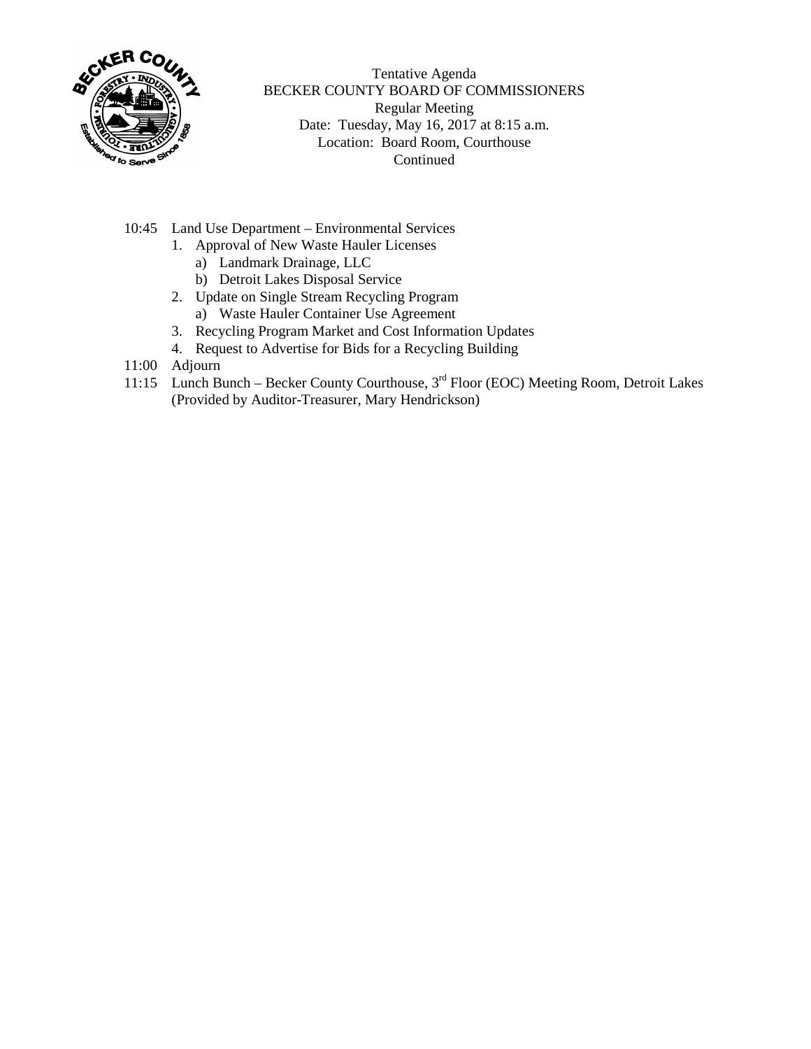Tentative Agenda
BECKER COUNTY BOARD OF COMMISSIONERS
Regular Meeting
Date: Tuesday, May 16, 2017 at 8:15 a.m.
Location: Board Room, Courthouse
Continued

10:45 Land Use Department – Environmental Services

1. Approval of New Waste Hauler Licenses
   a) Landmark Drainage, LLC
   b) Detroit Lakes Disposal Service
2. Update on Single Stream Recycling Program
   a) Waste Hauler Container Use Agreement
3. Recycling Program Market and Cost Information Updates
4. Request to Advertise for Bids for a Recycling Building

11:00 Adjourn

11:15 Lunch Bunch – Becker County Courthouse, 3rd Floor (EOC) Meeting Room, Detroit Lakes (Provided by Auditor-Treasurer, Mary Hendrickson)